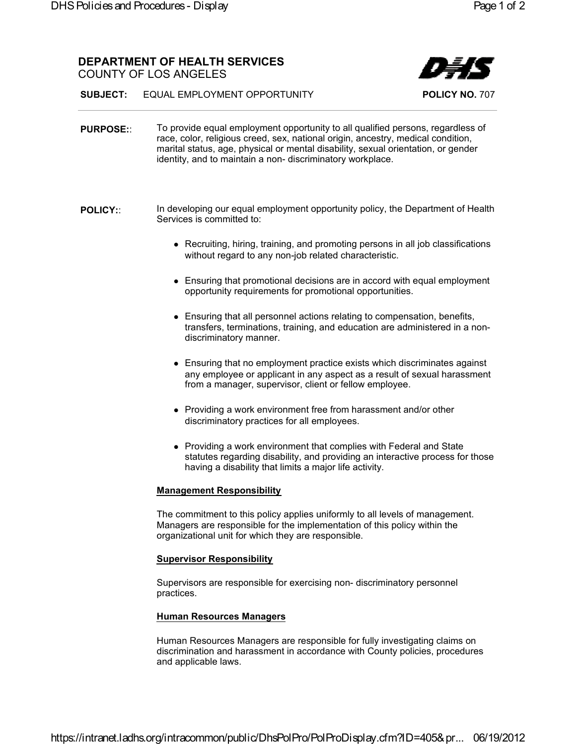# DEPARTMENT OF HEALTH SERVICES
COUNTY OF LOS ANGELES

**SUBJECT:** EQUAL EMPLOYMENT OPPORTUNITY **POLICY NO.** 707

---

**PURPOSE::** To provide equal employment opportunity to all qualified persons, regardless of race, color, religious creed, sex, national origin, ancestry, medical condition, marital status, age, physical or mental disability, sexual orientation, or gender identity, and to maintain a non- discriminatory workplace.

**POLICY::** In developing our equal employment opportunity policy, the Department of Health Services is committed to:

- Recruiting, hiring, training, and promoting persons in all job classifications without regard to any non-job related characteristic.
- Ensuring that promotional decisions are in accord with equal employment opportunity requirements for promotional opportunities.
- Ensuring that all personnel actions relating to compensation, benefits, transfers, terminations, training, and education are administered in a non-discriminatory manner.
- Ensuring that no employment practice exists which discriminates against any employee or applicant in any aspect as a result of sexual harassment from a manager, supervisor, client or fellow employee.
- Providing a work environment free from harassment and/or other discriminatory practices for all employees.
- Providing a work environment that complies with Federal and State statutes regarding disability, and providing an interactive process for those having a disability that limits a major life activity.

**Management Responsibility**

The commitment to this policy applies uniformly to all levels of management. Managers are responsible for the implementation of this policy within the organizational unit for which they are responsible.

**Supervisor Responsibility**

Supervisors are responsible for exercising non- discriminatory personnel practices.

**Human Resources Managers**

Human Resources Managers are responsible for fully investigating claims on discrimination and harassment in accordance with County policies, procedures and applicable laws.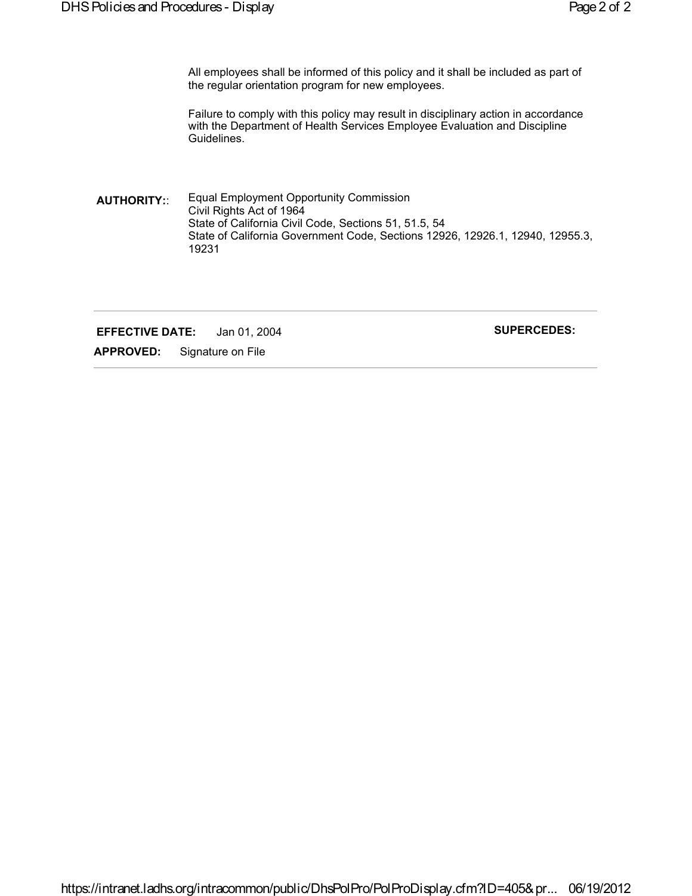All employees shall be informed of this policy and it shall be included as part of the regular orientation program for new employees.

Failure to comply with this policy may result in disciplinary action in accordance with the Department of Health Services Employee Evaluation and Discipline Guidelines.

**AUTHORITY:**: Equal Employment Opportunity Commission
Civil Rights Act of 1964
State of California Civil Code, Sections 51, 51.5, 54
State of California Government Code, Sections 12926, 12926.1, 12940, 12955.3, 19231

---

**EFFECTIVE DATE:** Jan 01, 2004 **SUPERCEDES:**

**APPROVED:** Signature on File

---